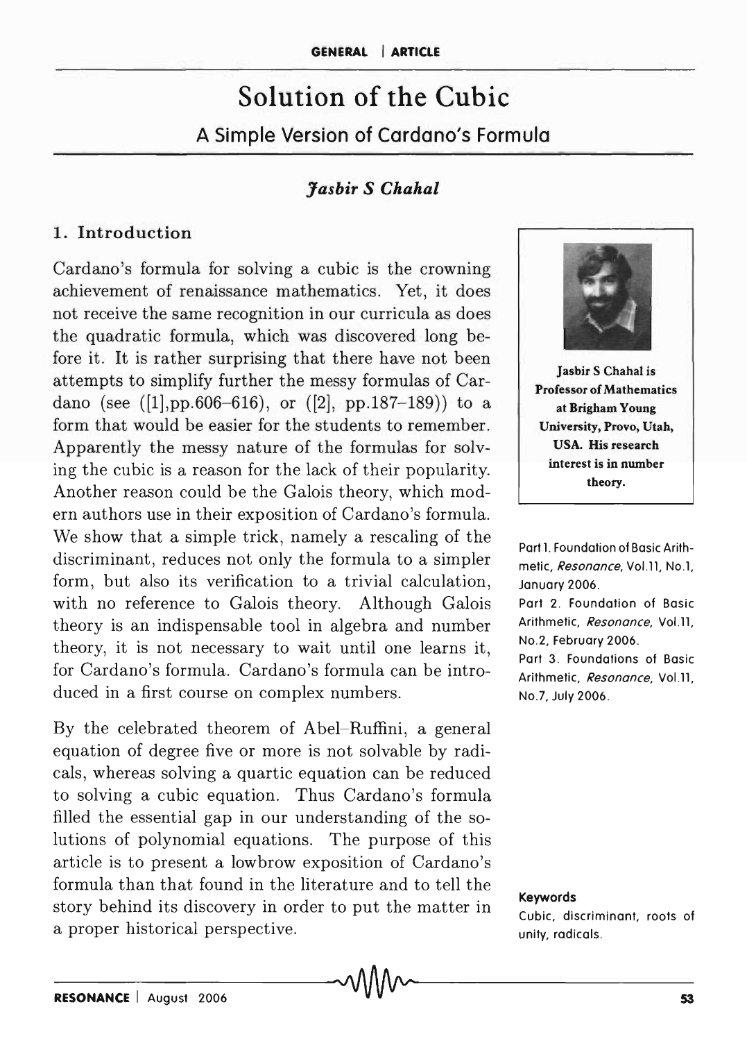GENERAL | ARTICLE

# Solution of the Cubic

## A Simple Version of Cardano's Formula

***Jasbir S Chahal***

### 1. Introduction

Cardano's formula for solving a cubic is the crowning achievement of renaissance mathematics. Yet, it does not receive the same recognition in our curricula as does the quadratic formula, which was discovered long before it. It is rather surprising that there have not been attempts to simplify further the messy formulas of Cardano (see ([1],pp.606–616), or ([2], pp.187–189)) to a form that would be easier for the students to remember. Apparently the messy nature of the formulas for solving the cubic is a reason for the lack of their popularity. Another reason could be the Galois theory, which modern authors use in their exposition of Cardano's formula. We show that a simple trick, namely a rescaling of the discriminant, reduces not only the formula to a simpler form, but also its verification to a trivial calculation, with no reference to Galois theory. Although Galois theory is an indispensable tool in algebra and number theory, it is not necessary to wait until one learns it, for Cardano's formula. Cardano's formula can be introduced in a first course on complex numbers.

By the celebrated theorem of Abel–Ruffini, a general equation of degree five or more is not solvable by radicals, whereas solving a quartic equation can be reduced to solving a cubic equation. Thus Cardano's formula filled the essential gap in our understanding of the solutions of polynomial equations. The purpose of this article is to present a lowbrow exposition of Cardano's formula than that found in the literature and to tell the story behind its discovery in order to put the matter in a proper historical perspective.

**Jasbir S Chahal is Professor of Mathematics at Brigham Young University, Provo, Utah, USA. His research interest is in number theory.**

Part 1. Foundation of Basic Arithmetic, *Resonance*, Vol.11, No.1, January 2006.
Part 2. Foundation of Basic Arithmetic, *Resonance*, Vol.11, No.2, February 2006.
Part 3. Foundations of Basic Arithmetic, *Resonance*, Vol.11, No.7, July 2006.

**Keywords**
Cubic, discriminant, roots of unity, radicals.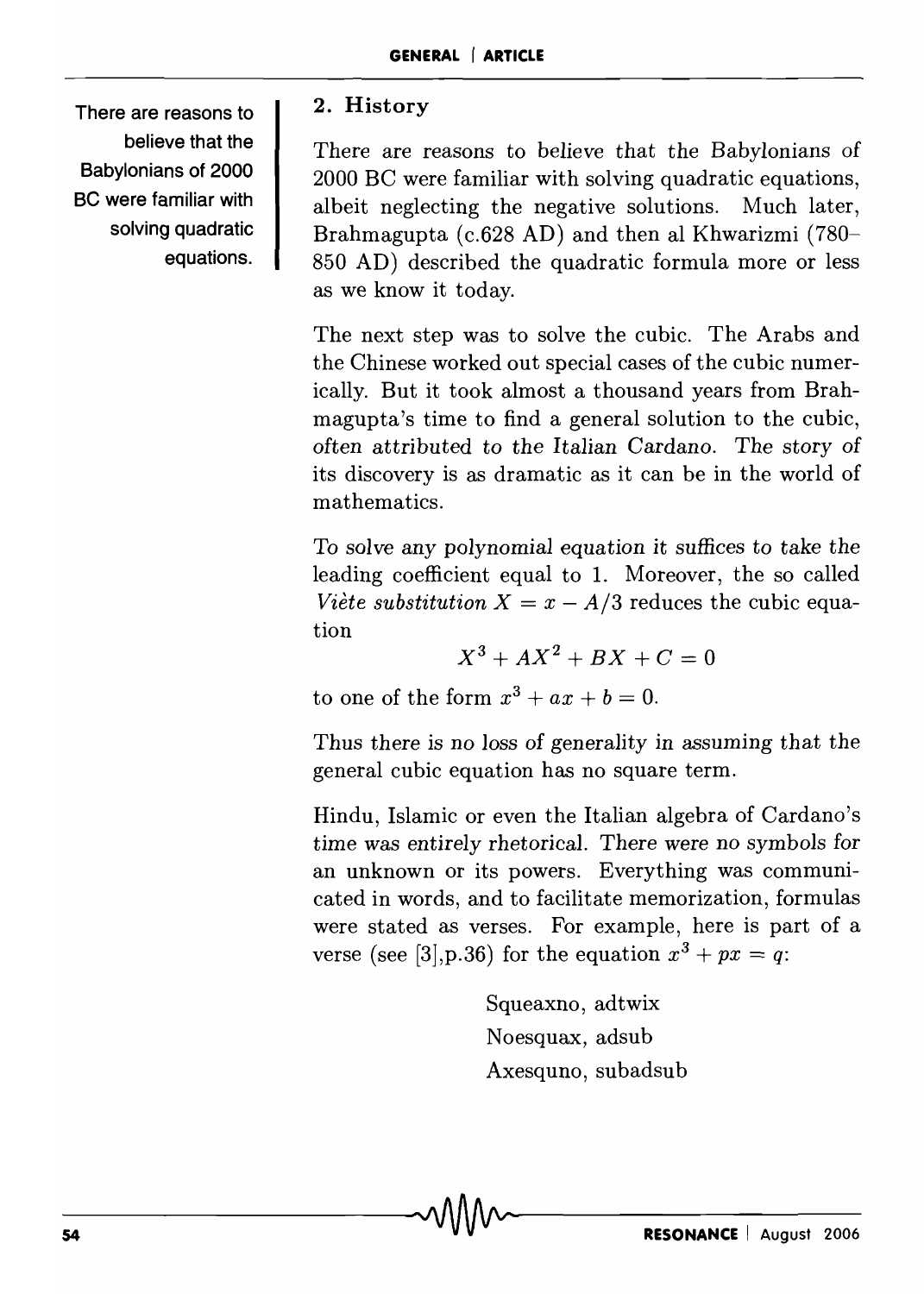## 2. History

There are reasons to believe that the Babylonians of 2000 BC were familiar with solving quadratic equations, albeit neglecting the negative solutions. Much later, Brahmagupta (c.628 AD) and then al Khwarizmi (780–850 AD) described the quadratic formula more or less as we know it today.

The next step was to solve the cubic. The Arabs and the Chinese worked out special cases of the cubic numerically. But it took almost a thousand years from Brahmagupta's time to find a general solution to the cubic, *often attributed to the Italian Cardano.* The story of its discovery is as dramatic as it can be in the world of mathematics.

*To solve any polynomial equation it suffices to take the leading coefficient equal to 1.* Moreover, the so called *Viète substitution* $X = x - A/3$ reduces the cubic equation

$$X^3 + AX^2 + BX + C = 0$$

to one of the form $x^3 + ax + b = 0$.

Thus there is no loss of generality in assuming that the general cubic equation has no square term.

Hindu, Islamic or even the Italian algebra of Cardano's time was entirely rhetorical. There were no symbols for an unknown or its powers. Everything was communicated in words, and to facilitate memorization, formulas were stated as verses. For example, here is part of a verse (see [3],p.36) for the equation $x^3 + px = q$:

> Squeaxno, adtwix
> Noesquax, adsub
> Axesquno, subadsub

There are reasons to believe that the Babylonians of 2000 BC were familiar with solving quadratic equations.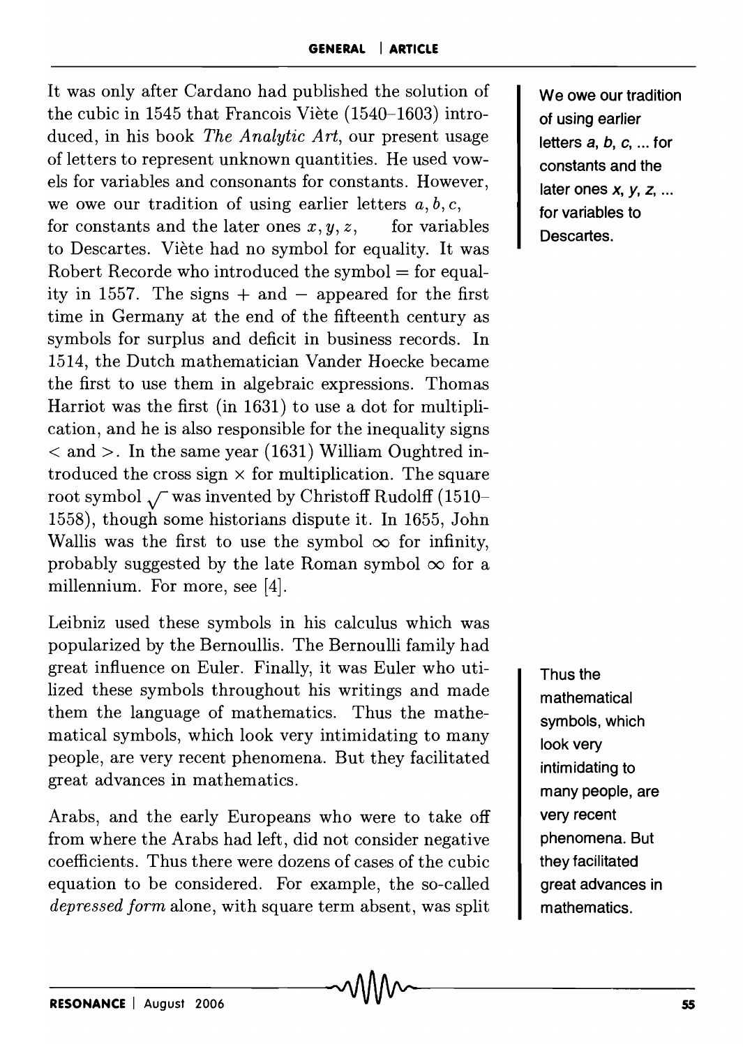It was only after Cardano had published the solution of the cubic in 1545 that Francois Viète (1540–1603) introduced, in his book *The Analytic Art*, our present usage of letters to represent unknown quantities. He used vowels for variables and consonants for constants. However, we owe our tradition of using earlier letters $a, b, c,$ for constants and the later ones $x, y, z,$ for variables to Descartes. Viète had no symbol for equality. It was Robert Recorde who introduced the symbol $=$ for equality in 1557. The signs $+$ and $-$ appeared for the first time in Germany at the end of the fifteenth century as symbols for surplus and deficit in business records. In 1514, the Dutch mathematician Vander Hoecke became the first to use them in algebraic expressions. Thomas Harriot was the first (in 1631) to use a dot for multiplication, and he is also responsible for the inequality signs $<$ and $>$. In the same year (1631) William Oughtred introduced the cross sign $\times$ for multiplication. The square root symbol $\sqrt{}$ was invented by Christoff Rudolff (1510–1558), though some historians dispute it. In 1655, John Wallis was the first to use the symbol $\infty$ for infinity, probably suggested by the late Roman symbol $\infty$ for a millennium. For more, see [4].

We owe our tradition of using earlier letters *a*, *b*, *c*, ... for constants and the later ones *x*, *y*, *z*, ... for variables to Descartes.

Leibniz used these symbols in his calculus which was popularized by the Bernoullis. The Bernoulli family had great influence on Euler. Finally, it was Euler who utilized these symbols throughout his writings and made them the language of mathematics. Thus the mathematical symbols, which look very intimidating to many people, are very recent phenomena. But they facilitated great advances in mathematics.

Thus the mathematical symbols, which look very intimidating to many people, are very recent phenomena. But they facilitated great advances in mathematics.

Arabs, and the early Europeans who were to take off from where the Arabs had left, did not consider negative coefficients. Thus there were dozens of cases of the cubic equation to be considered. For example, the so-called *depressed form* alone, with square term absent, was split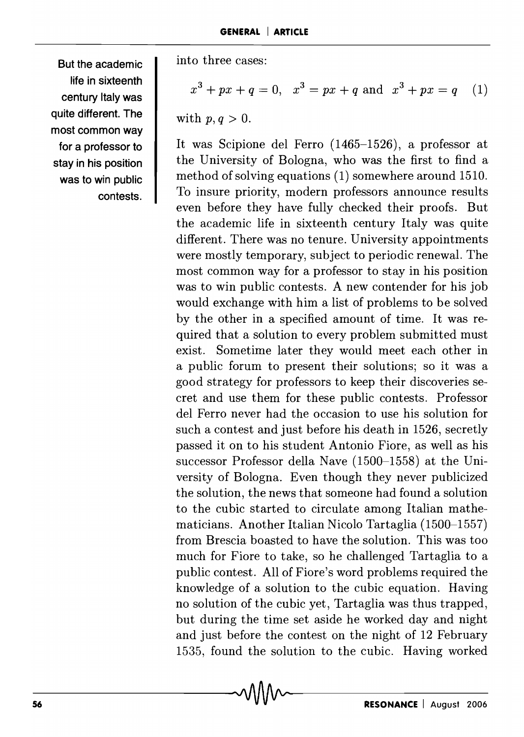into three cases:

$$x^3 + px + q = 0, \quad x^3 = px + q \text{ and } x^3 + px = q \quad (1)$$

with $p, q > 0$.

It was Scipione del Ferro (1465–1526), a professor at the University of Bologna, who was the first to find a method of solving equations (1) somewhere around 1510. To insure priority, modern professors announce results even before they have fully checked their proofs. But the academic life in sixteenth century Italy was quite different. There was no tenure. University appointments were mostly temporary, subject to periodic renewal. The most common way for a professor to stay in his position was to win public contests. A new contender for his job would exchange with him a list of problems to be solved by the other in a specified amount of time. It was required that a solution to every problem submitted must exist. Sometime later they would meet each other in a public forum to present their solutions; so it was a good strategy for professors to keep their discoveries secret and use them for these public contests. Professor del Ferro never had the occasion to use his solution for such a contest and just before his death in 1526, secretly passed it on to his student Antonio Fiore, as well as his successor Professor della Nave (1500–1558) at the University of Bologna. Even though they never publicized the solution, the news that someone had found a solution to the cubic started to circulate among Italian mathematicians. Another Italian Nicolo Tartaglia (1500–1557) from Brescia boasted to have the solution. This was too much for Fiore to take, so he challenged Tartaglia to a public contest. All of Fiore's word problems required the knowledge of a solution to the cubic equation. Having no solution of the cubic yet, Tartaglia was thus trapped, but during the time set aside he worked day and night and just before the contest on the night of 12 February 1535, found the solution to the cubic. Having worked

But the academic life in sixteenth century Italy was quite different. The most common way for a professor to stay in his position was to win public contests.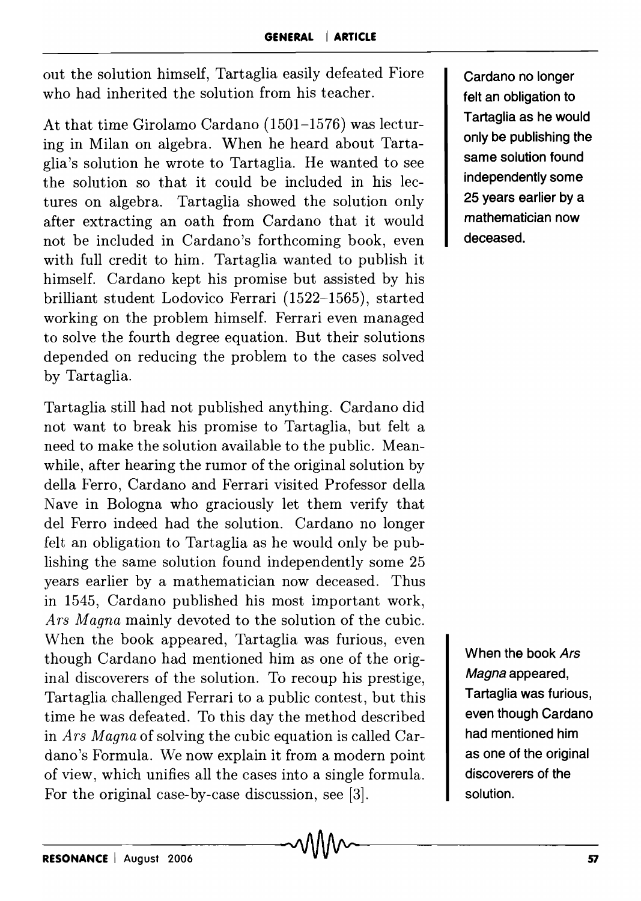out the solution himself, Tartaglia easily defeated Fiore who had inherited the solution from his teacher.

At that time Girolamo Cardano (1501–1576) was lecturing in Milan on algebra. When he heard about Tartaglia's solution he wrote to Tartaglia. He wanted to see the solution so that it could be included in his lectures on algebra. Tartaglia showed the solution only after extracting an oath from Cardano that it would not be included in Cardano's forthcoming book, even with full credit to him. Tartaglia wanted to publish it himself. Cardano kept his promise but assisted by his brilliant student Lodovico Ferrari (1522–1565), started working on the problem himself. Ferrari even managed to solve the fourth degree equation. But their solutions depended on reducing the problem to the cases solved by Tartaglia.

Tartaglia still had not published anything. Cardano did not want to break his promise to Tartaglia, but felt a need to make the solution available to the public. Meanwhile, after hearing the rumor of the original solution by della Ferro, Cardano and Ferrari visited Professor della Nave in Bologna who graciously let them verify that del Ferro indeed had the solution. Cardano no longer felt an obligation to Tartaglia as he would only be publishing the same solution found independently some 25 years earlier by a mathematician now deceased. Thus in 1545, Cardano published his most important work, *Ars Magna* mainly devoted to the solution of the cubic. When the book appeared, Tartaglia was furious, even though Cardano had mentioned him as one of the original discoverers of the solution. To recoup his prestige, Tartaglia challenged Ferrari to a public contest, but this time he was defeated. To this day the method described in *Ars Magna* of solving the cubic equation is called Cardano's Formula. We now explain it from a modern point of view, which unifies all the cases into a single formula. For the original case-by-case discussion, see [3].

**Cardano no longer felt an obligation to Tartaglia as he would only be publishing the same solution found independently some 25 years earlier by a mathematician now deceased.**

**When the book *Ars Magna* appeared, Tartaglia was furious, even though Cardano had mentioned him as one of the original discoverers of the solution.**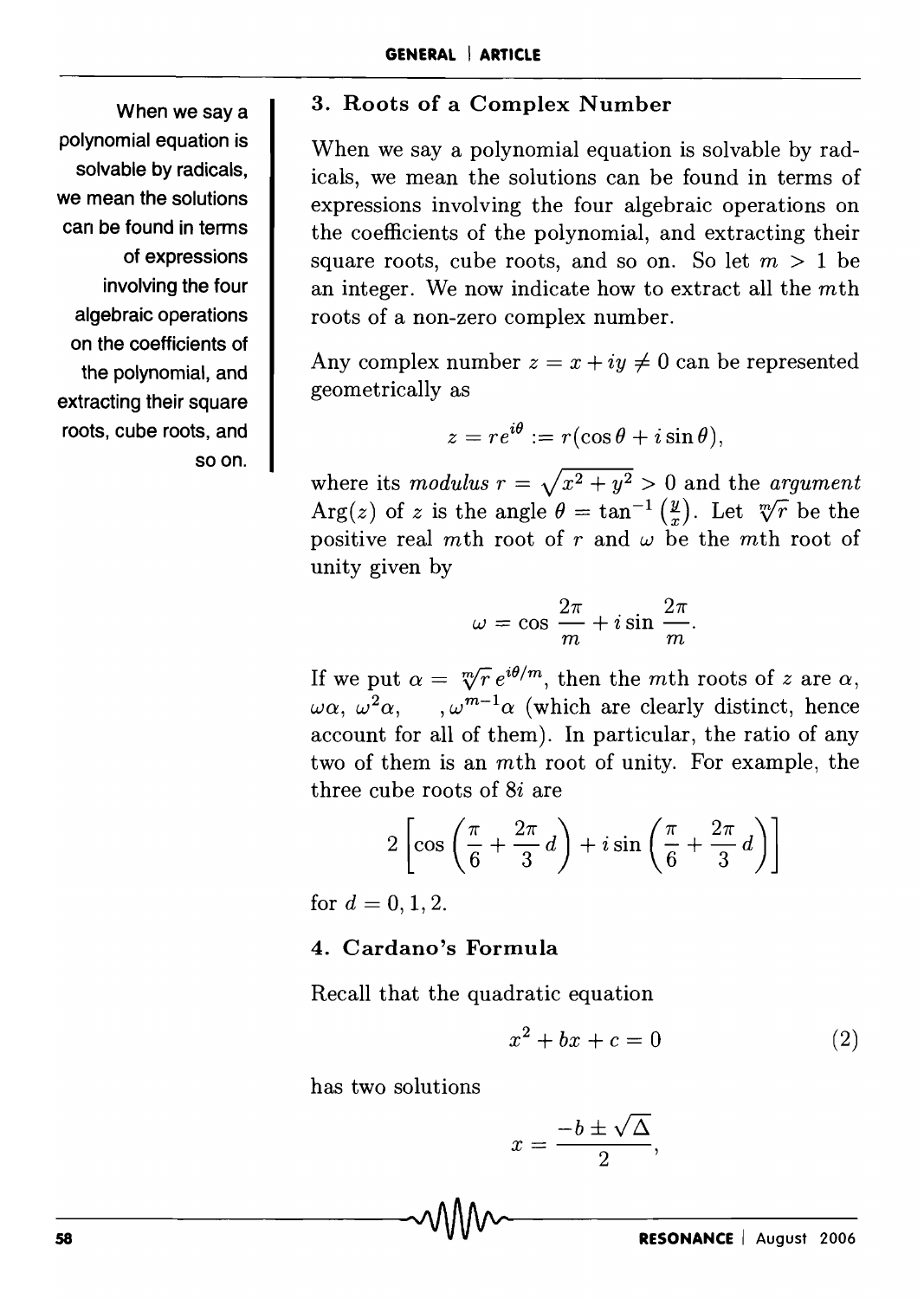## 3. Roots of a Complex Number

When we say a polynomial equation is solvable by radicals, we mean the solutions can be found in terms of expressions involving the four algebraic operations on the coefficients of the polynomial, and extracting their square roots, cube roots, and so on.

When we say a polynomial equation is solvable by radicals, we mean the solutions can be found in terms of expressions involving the four algebraic operations on the coefficients of the polynomial, and extracting their square roots, cube roots, and so on. So let $m > 1$ be an integer. We now indicate how to extract all the $m$th roots of a non-zero complex number.

Any complex number $z = x + iy \neq 0$ can be represented geometrically as

$$z = re^{i\theta} := r(\cos\theta + i\sin\theta),$$

where its *modulus* $r = \sqrt{x^2 + y^2} > 0$ and the *argument* $\mathrm{Arg}(z)$ of $z$ is the angle $\theta = \tan^{-1}\left(\frac{y}{x}\right)$. Let $\sqrt[m]{r}$ be the positive real $m$th root of $r$ and $\omega$ be the $m$th root of unity given by

$$\omega = \cos\frac{2\pi}{m} + i\sin\frac{2\pi}{m}.$$

If we put $\alpha = \sqrt[m]{r}\, e^{i\theta/m}$, then the $m$th roots of $z$ are $\alpha$, $\omega\alpha$, $\omega^2\alpha$, $\ldots, \omega^{m-1}\alpha$ (which are clearly distinct, hence account for all of them). In particular, the ratio of any two of them is an $m$th root of unity. For example, the three cube roots of $8i$ are

$$2\left[\cos\left(\frac{\pi}{6} + \frac{2\pi}{3}d\right) + i\sin\left(\frac{\pi}{6} + \frac{2\pi}{3}d\right)\right]$$

for $d = 0, 1, 2$.

## 4. Cardano's Formula

Recall that the quadratic equation

$$x^2 + bx + c = 0 \tag{2}$$

has two solutions

$$x = \frac{-b \pm \sqrt{\Delta}}{2},$$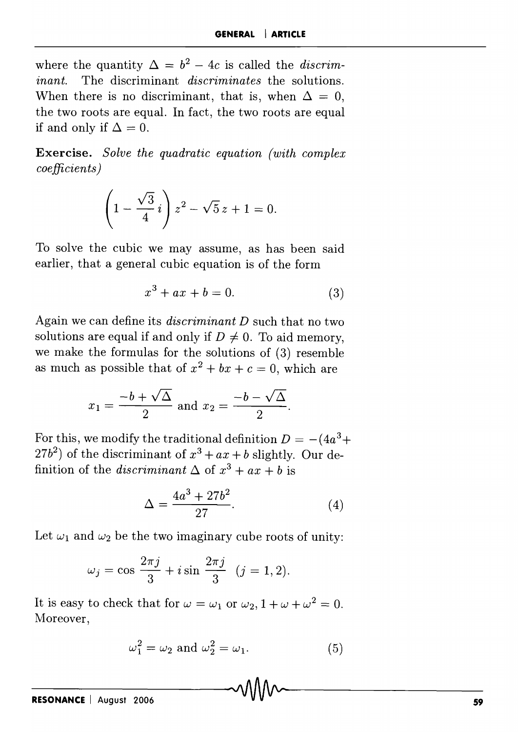where the quantity $\Delta = b^2 - 4c$ is called the *discriminant*. The discriminant *discriminates* the solutions. When there is no discriminant, that is, when $\Delta = 0$, the two roots are equal. In fact, the two roots are equal if and only if $\Delta = 0$.

**Exercise.** *Solve the quadratic equation (with complex coefficients)*

$$\left(1 - \frac{\sqrt{3}}{4}i\right) z^2 - \sqrt{5}\, z + 1 = 0.$$

To solve the cubic we may assume, as has been said earlier, that a general cubic equation is of the form

$$x^3 + ax + b = 0. \tag{3}$$

Again we can define its *discriminant* $D$ such that no two solutions are equal if and only if $D \neq 0$. To aid memory, we make the formulas for the solutions of (3) resemble as much as possible that of $x^2 + bx + c = 0$, which are

$$x_1 = \frac{-b + \sqrt{\Delta}}{2} \text{ and } x_2 = \frac{-b - \sqrt{\Delta}}{2}.$$

For this, we modify the traditional definition $D = -(4a^3 + 27b^2)$ of the discriminant of $x^3 + ax + b$ slightly. Our definition of the *discriminant* $\Delta$ of $x^3 + ax + b$ is

$$\Delta = \frac{4a^3 + 27b^2}{27}. \tag{4}$$

Let $\omega_1$ and $\omega_2$ be the two imaginary cube roots of unity:

$$\omega_j = \cos\frac{2\pi j}{3} + i \sin\frac{2\pi j}{3} \quad (j = 1, 2).$$

It is easy to check that for $\omega = \omega_1$ or $\omega_2$, $1 + \omega + \omega^2 = 0$. Moreover,

$$\omega_1^2 = \omega_2 \text{ and } \omega_2^2 = \omega_1. \tag{5}$$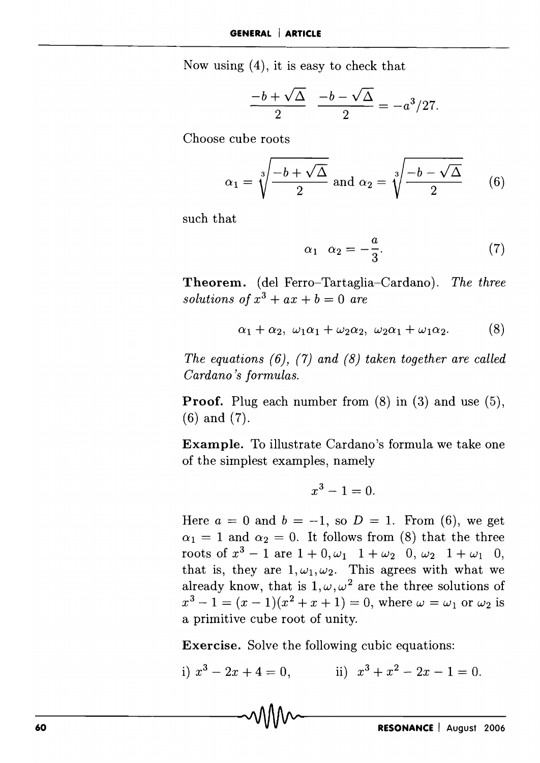Now using (4), it is easy to check that

$$\frac{-b+\sqrt{\Delta}}{2} \; \frac{-b-\sqrt{\Delta}}{2} = -a^3/27.$$

Choose cube roots

$$\alpha_1 = \sqrt[3]{\frac{-b+\sqrt{\Delta}}{2}} \text{ and } \alpha_2 = \sqrt[3]{\frac{-b-\sqrt{\Delta}}{2}} \tag{6}$$

such that

$$\alpha_1 \; \alpha_2 = -\frac{a}{3}. \tag{7}$$

**Theorem.** (del Ferro–Tartaglia–Cardano). *The three solutions of $x^3 + ax + b = 0$ are*

$$\alpha_1 + \alpha_2, \; \omega_1\alpha_1 + \omega_2\alpha_2, \; \omega_2\alpha_1 + \omega_1\alpha_2. \tag{8}$$

*The equations (6), (7) and (8) taken together are called Cardano's formulas.*

**Proof.** Plug each number from (8) in (3) and use (5), (6) and (7).

**Example.** To illustrate Cardano's formula we take one of the simplest examples, namely

$$x^3 - 1 = 0.$$

Here $a = 0$ and $b = -1$, so $D = 1$. From (6), we get $\alpha_1 = 1$ and $\alpha_2 = 0$. It follows from (8) that the three roots of $x^3 - 1$ are $1 + 0, \omega_1 \; 1 + \omega_2 \; 0, \omega_2 \; 1 + \omega_1 \; 0$, that is, they are $1, \omega_1, \omega_2$. This agrees with what we already know, that is $1, \omega, \omega^2$ are the three solutions of $x^3 - 1 = (x - 1)(x^2 + x + 1) = 0$, where $\omega = \omega_1$ or $\omega_2$ is a primitive cube root of unity.

**Exercise.** Solve the following cubic equations:

i) $x^3 - 2x + 4 = 0$, ii) $x^3 + x^2 - 2x - 1 = 0$.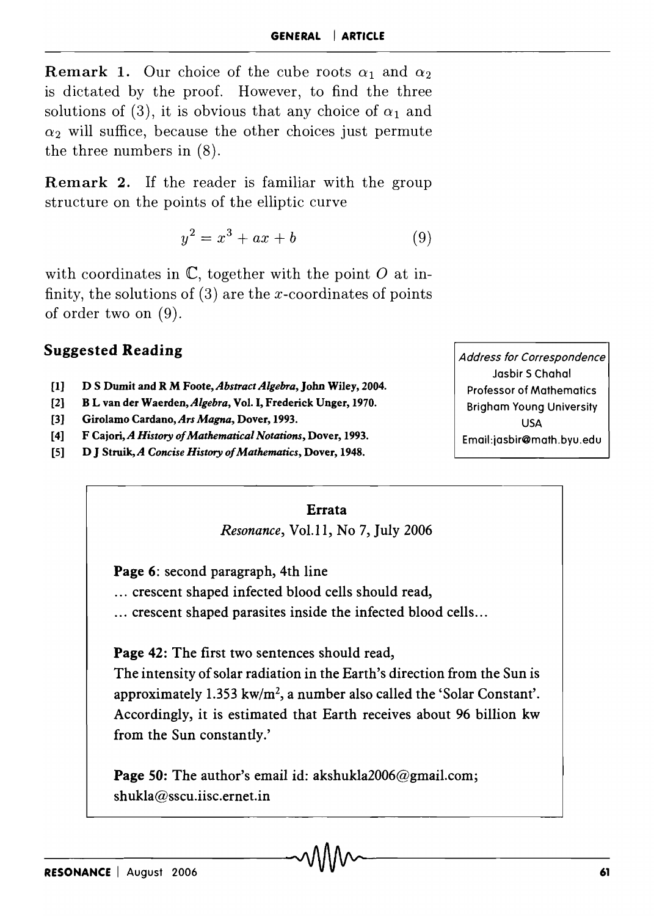**Remark 1.** Our choice of the cube roots $\alpha_1$ and $\alpha_2$ is dictated by the proof. However, to find the three solutions of (3), it is obvious that any choice of $\alpha_1$ and $\alpha_2$ will suffice, because the other choices just permute the three numbers in (8).

**Remark 2.** If the reader is familiar with the group structure on the points of the elliptic curve

$$y^2 = x^3 + ax + b \tag{9}$$

with coordinates in $\mathbb{C}$, together with the point $O$ at infinity, the solutions of (3) are the $x$-coordinates of points of order two on (9).

## Suggested Reading

[1] D S Dumit and R M Foote, *Abstract Algebra*, John Wiley, 2004.

[2] B L van der Waerden, *Algebra*, Vol. I, Frederick Unger, 1970.

[3] Girolamo Cardano, *Ars Magna*, Dover, 1993.

[4] F Cajori, *A History of Mathematical Notations*, Dover, 1993.

[5] D J Struik, *A Concise History of Mathematics*, Dover, 1948.

*Address for Correspondence*
Jasbir S Chahal
Professor of Mathematics
Brigham Young University
USA
Email:jasbir@math.byu.edu

## Errata

*Resonance*, Vol.11, No 7, July 2006

**Page 6**: second paragraph, 4th line

... crescent shaped infected blood cells should read,

... crescent shaped parasites inside the infected blood cells...

**Page 42:** The first two sentences should read,

The intensity of solar radiation in the Earth's direction from the Sun is approximately 1.353 kw/m$^2$, a number also called the 'Solar Constant'. Accordingly, it is estimated that Earth receives about 96 billion kw from the Sun constantly.'

**Page 50:** The author's email id: akshukla2006@gmail.com; shukla@sscu.iisc.ernet.in